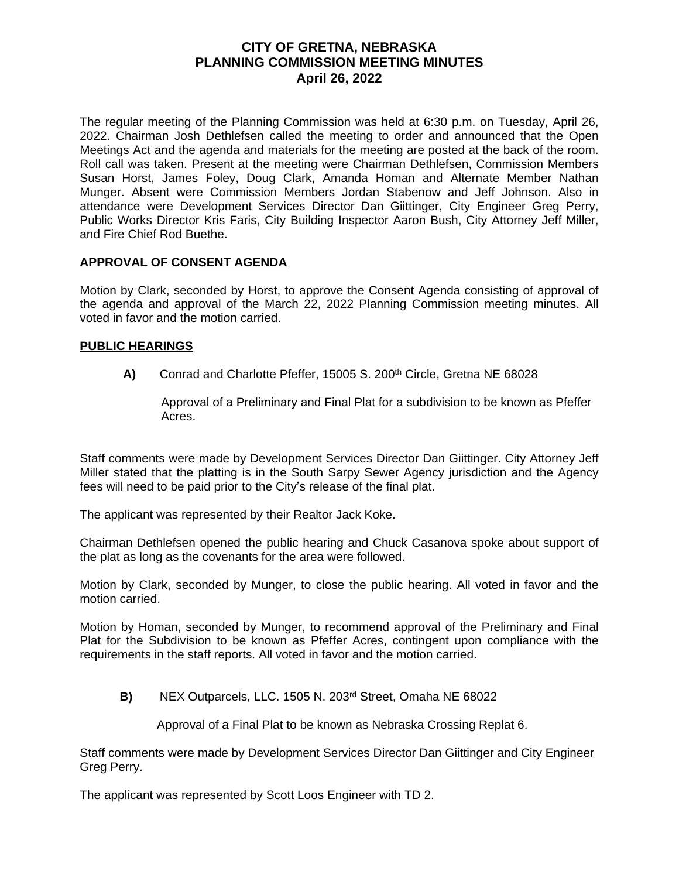# CITY OF GRETNA, NEBRASKA
# PLANNING COMMISSION MEETING MINUTES
# April 26, 2022

The regular meeting of the Planning Commission was held at 6:30 p.m. on Tuesday, April 26, 2022. Chairman Josh Dethlefsen called the meeting to order and announced that the Open Meetings Act and the agenda and materials for the meeting are posted at the back of the room. Roll call was taken. Present at the meeting were Chairman Dethlefsen, Commission Members Susan Horst, James Foley, Doug Clark, Amanda Homan and Alternate Member Nathan Munger. Absent were Commission Members Jordan Stabenow and Jeff Johnson. Also in attendance were Development Services Director Dan Giittinger, City Engineer Greg Perry, Public Works Director Kris Faris, City Building Inspector Aaron Bush, City Attorney Jeff Miller, and Fire Chief Rod Buethe.

## APPROVAL OF CONSENT AGENDA

Motion by Clark, seconded by Horst, to approve the Consent Agenda consisting of approval of the agenda and approval of the March 22, 2022 Planning Commission meeting minutes. All voted in favor and the motion carried.

## PUBLIC HEARINGS

**A)** Conrad and Charlotte Pfeffer, 15005 S. 200th Circle, Gretna NE 68028

Approval of a Preliminary and Final Plat for a subdivision to be known as Pfeffer Acres.

Staff comments were made by Development Services Director Dan Giittinger. City Attorney Jeff Miller stated that the platting is in the South Sarpy Sewer Agency jurisdiction and the Agency fees will need to be paid prior to the City's release of the final plat.

The applicant was represented by their Realtor Jack Koke.

Chairman Dethlefsen opened the public hearing and Chuck Casanova spoke about support of the plat as long as the covenants for the area were followed.

Motion by Clark, seconded by Munger, to close the public hearing. All voted in favor and the motion carried.

Motion by Homan, seconded by Munger, to recommend approval of the Preliminary and Final Plat for the Subdivision to be known as Pfeffer Acres, contingent upon compliance with the requirements in the staff reports. All voted in favor and the motion carried.

**B)** NEX Outparcels, LLC. 1505 N. 203rd Street, Omaha NE 68022

Approval of a Final Plat to be known as Nebraska Crossing Replat 6.

Staff comments were made by Development Services Director Dan Giittinger and City Engineer Greg Perry.

The applicant was represented by Scott Loos Engineer with TD 2.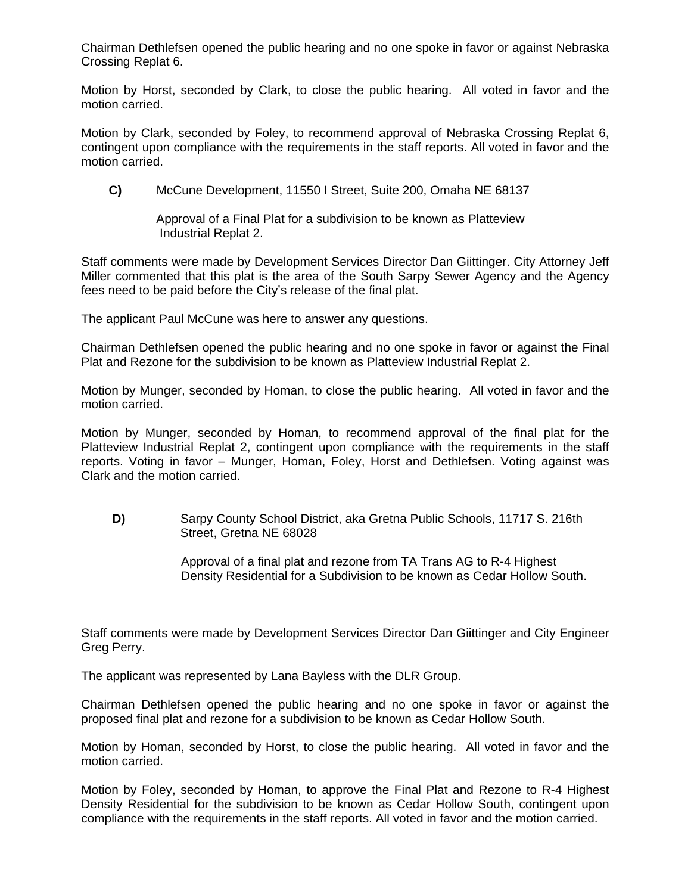Chairman Dethlefsen opened the public hearing and no one spoke in favor or against Nebraska Crossing Replat 6.

Motion by Horst, seconded by Clark, to close the public hearing. All voted in favor and the motion carried.

Motion by Clark, seconded by Foley, to recommend approval of Nebraska Crossing Replat 6, contingent upon compliance with the requirements in the staff reports. All voted in favor and the motion carried.

**C)** McCune Development, 11550 I Street, Suite 200, Omaha NE 68137

Approval of a Final Plat for a subdivision to be known as Platteview Industrial Replat 2.

Staff comments were made by Development Services Director Dan Giittinger. City Attorney Jeff Miller commented that this plat is the area of the South Sarpy Sewer Agency and the Agency fees need to be paid before the City's release of the final plat.

The applicant Paul McCune was here to answer any questions.

Chairman Dethlefsen opened the public hearing and no one spoke in favor or against the Final Plat and Rezone for the subdivision to be known as Platteview Industrial Replat 2.

Motion by Munger, seconded by Homan, to close the public hearing. All voted in favor and the motion carried.

Motion by Munger, seconded by Homan, to recommend approval of the final plat for the Platteview Industrial Replat 2, contingent upon compliance with the requirements in the staff reports. Voting in favor – Munger, Homan, Foley, Horst and Dethlefsen. Voting against was Clark and the motion carried.

**D)** Sarpy County School District, aka Gretna Public Schools, 11717 S. 216th Street, Gretna NE 68028

Approval of a final plat and rezone from TA Trans AG to R-4 Highest Density Residential for a Subdivision to be known as Cedar Hollow South.

Staff comments were made by Development Services Director Dan Giittinger and City Engineer Greg Perry.

The applicant was represented by Lana Bayless with the DLR Group.

Chairman Dethlefsen opened the public hearing and no one spoke in favor or against the proposed final plat and rezone for a subdivision to be known as Cedar Hollow South.

Motion by Homan, seconded by Horst, to close the public hearing. All voted in favor and the motion carried.

Motion by Foley, seconded by Homan, to approve the Final Plat and Rezone to R-4 Highest Density Residential for the subdivision to be known as Cedar Hollow South, contingent upon compliance with the requirements in the staff reports. All voted in favor and the motion carried.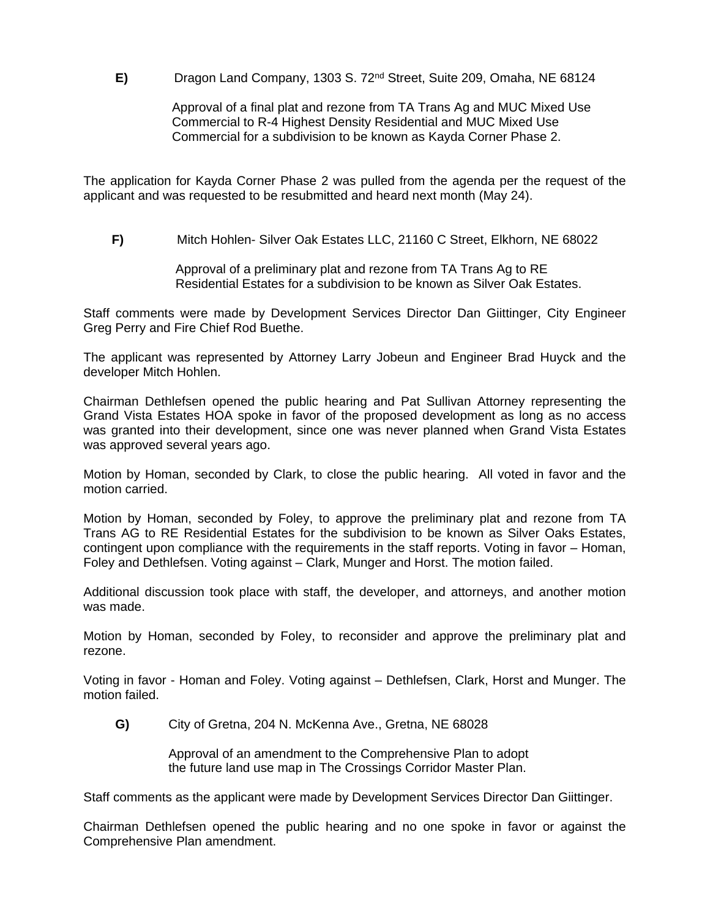**E)** Dragon Land Company, 1303 S. 72nd Street, Suite 209, Omaha, NE 68124

Approval of a final plat and rezone from TA Trans Ag and MUC Mixed Use Commercial to R-4 Highest Density Residential and MUC Mixed Use Commercial for a subdivision to be known as Kayda Corner Phase 2.

The application for Kayda Corner Phase 2 was pulled from the agenda per the request of the applicant and was requested to be resubmitted and heard next month (May 24).

**F)** Mitch Hohlen- Silver Oak Estates LLC, 21160 C Street, Elkhorn, NE 68022

Approval of a preliminary plat and rezone from TA Trans Ag to RE Residential Estates for a subdivision to be known as Silver Oak Estates.

Staff comments were made by Development Services Director Dan Giittinger, City Engineer Greg Perry and Fire Chief Rod Buethe.

The applicant was represented by Attorney Larry Jobeun and Engineer Brad Huyck and the developer Mitch Hohlen.

Chairman Dethlefsen opened the public hearing and Pat Sullivan Attorney representing the Grand Vista Estates HOA spoke in favor of the proposed development as long as no access was granted into their development, since one was never planned when Grand Vista Estates was approved several years ago.

Motion by Homan, seconded by Clark, to close the public hearing. All voted in favor and the motion carried.

Motion by Homan, seconded by Foley, to approve the preliminary plat and rezone from TA Trans AG to RE Residential Estates for the subdivision to be known as Silver Oaks Estates, contingent upon compliance with the requirements in the staff reports. Voting in favor – Homan, Foley and Dethlefsen. Voting against – Clark, Munger and Horst. The motion failed.

Additional discussion took place with staff, the developer, and attorneys, and another motion was made.

Motion by Homan, seconded by Foley, to reconsider and approve the preliminary plat and rezone.

Voting in favor - Homan and Foley. Voting against – Dethlefsen, Clark, Horst and Munger. The motion failed.

**G)** City of Gretna, 204 N. McKenna Ave., Gretna, NE 68028

Approval of an amendment to the Comprehensive Plan to adopt the future land use map in The Crossings Corridor Master Plan.

Staff comments as the applicant were made by Development Services Director Dan Giittinger.

Chairman Dethlefsen opened the public hearing and no one spoke in favor or against the Comprehensive Plan amendment.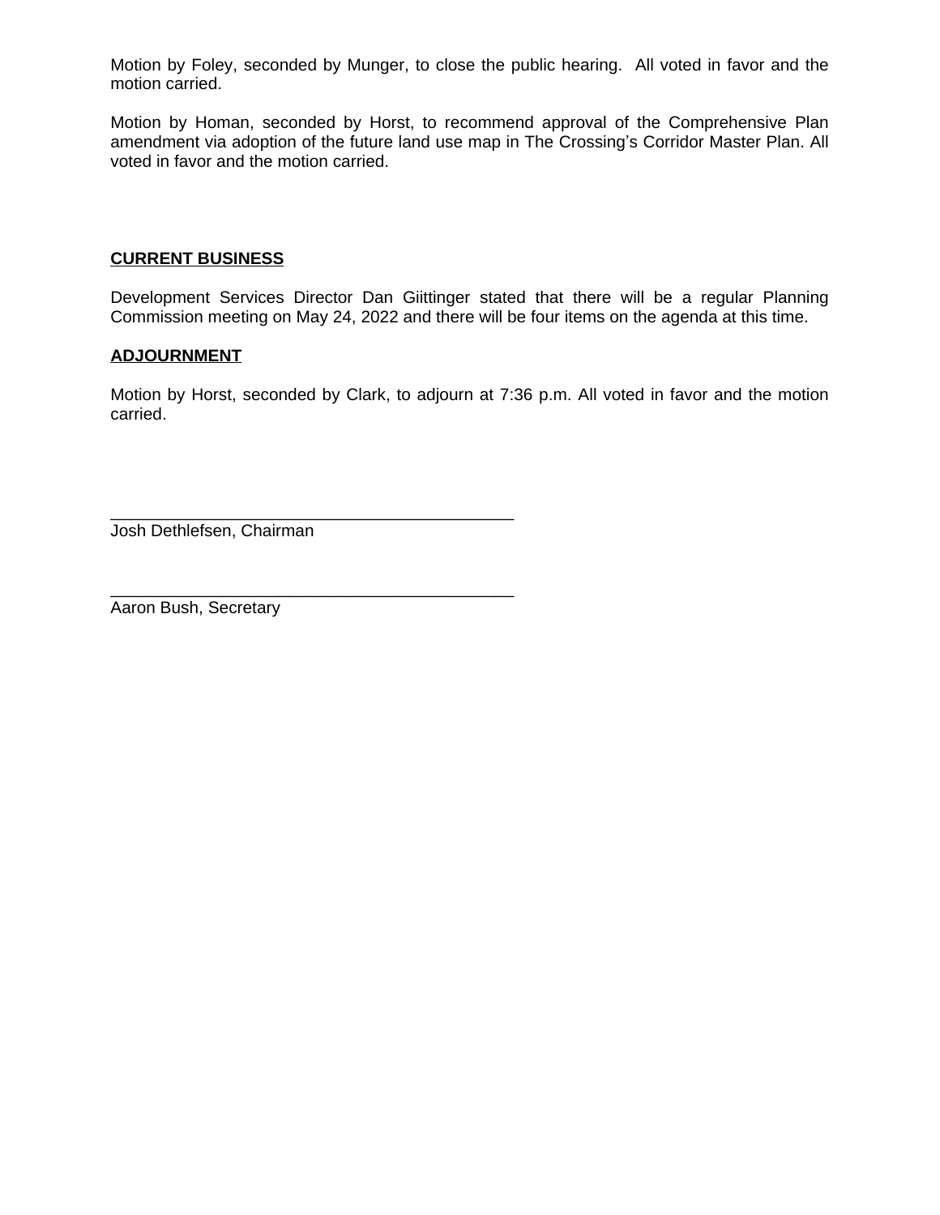Motion by Foley, seconded by Munger, to close the public hearing. All voted in favor and the motion carried.

Motion by Homan, seconded by Horst, to recommend approval of the Comprehensive Plan amendment via adoption of the future land use map in The Crossing's Corridor Master Plan. All voted in favor and the motion carried.

## CURRENT BUSINESS

Development Services Director Dan Giittinger stated that there will be a regular Planning Commission meeting on May 24, 2022 and there will be four items on the agenda at this time.

## ADJOURNMENT

Motion by Horst, seconded by Clark, to adjourn at 7:36 p.m. All voted in favor and the motion carried.

_____________________________________________
Josh Dethlefsen, Chairman

_____________________________________________
Aaron Bush, Secretary